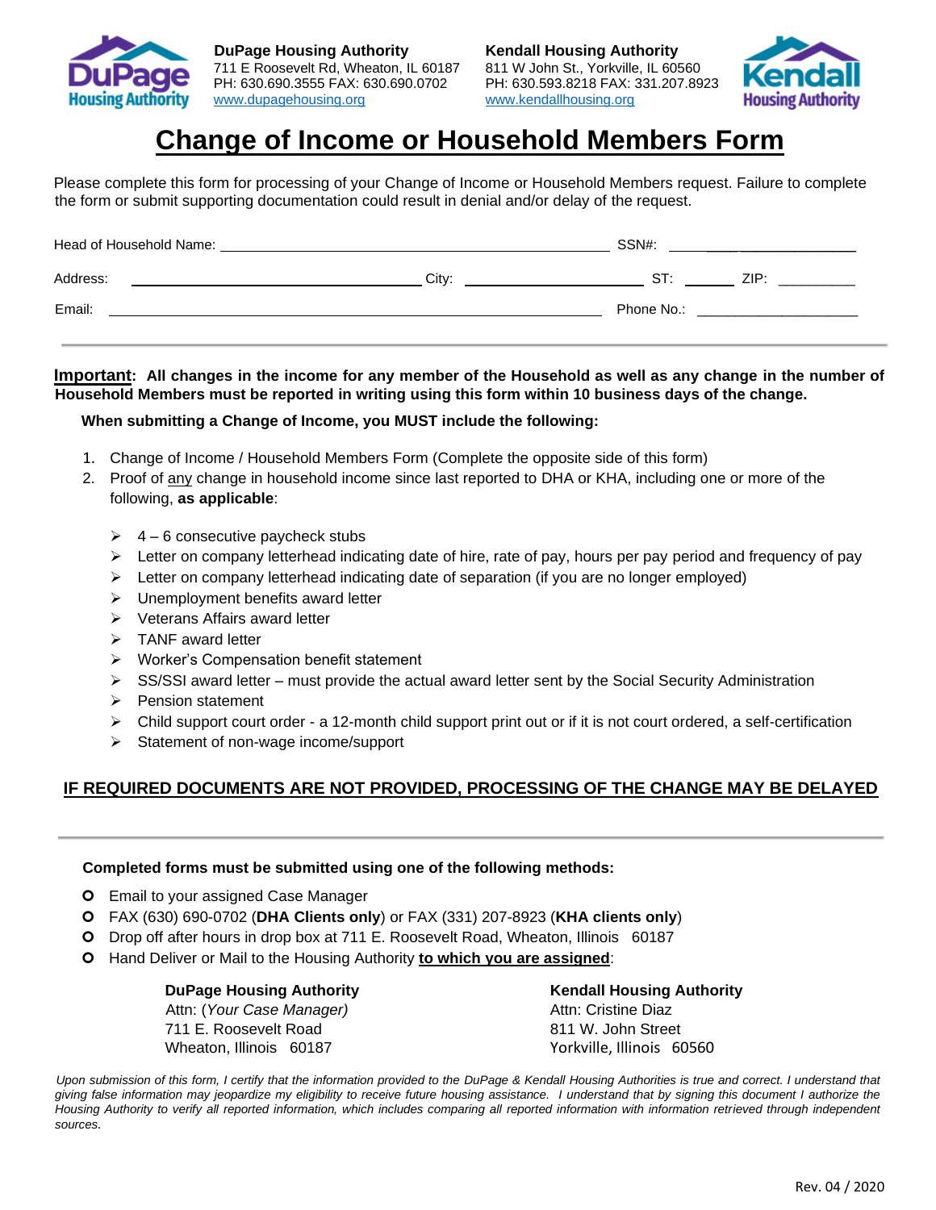**DuPage Housing Authority**
711 E Roosevelt Rd, Wheaton, IL 60187
PH: 630.690.3555 FAX: 630.690.0702
www.dupagehousing.org

**Kendall Housing Authority**
811 W John St., Yorkville, IL 60560
PH: 630.593.8218 FAX: 331.207.8923
www.kendallhousing.org

# Change of Income or Household Members Form

Please complete this form for processing of your Change of Income or Household Members request. Failure to complete the form or submit supporting documentation could result in denial and/or delay of the request.

Head of Household Name: ______________________________ SSN#: ______________

Address: ______________________________ City: ______________ ST: ______ ZIP: ______

Email: ______________________________ Phone No.: ______________

---

**Important: All changes in the income for any member of the Household as well as any change in the number of Household Members must be reported in writing using this form within 10 business days of the change.**

**When submitting a Change of Income, you MUST include the following:**

1. Change of Income / Household Members Form (Complete the opposite side of this form)
2. Proof of any change in household income since last reported to DHA or KHA, including one or more of the following, **as applicable**:
   - 4 – 6 consecutive paycheck stubs
   - Letter on company letterhead indicating date of hire, rate of pay, hours per pay period and frequency of pay
   - Letter on company letterhead indicating date of separation (if you are no longer employed)
   - Unemployment benefits award letter
   - Veterans Affairs award letter
   - TANF award letter
   - Worker's Compensation benefit statement
   - SS/SSI award letter – must provide the actual award letter sent by the Social Security Administration
   - Pension statement
   - Child support court order - a 12-month child support print out or if it is not court ordered, a self-certification
   - Statement of non-wage income/support

**IF REQUIRED DOCUMENTS ARE NOT PROVIDED, PROCESSING OF THE CHANGE MAY BE DELAYED**

---

**Completed forms must be submitted using one of the following methods:**

- Email to your assigned Case Manager
- FAX (630) 690-0702 (**DHA Clients only**) or FAX (331) 207-8923 (**KHA clients only**)
- Drop off after hours in drop box at 711 E. Roosevelt Road, Wheaton, Illinois 60187
- Hand Deliver or Mail to the Housing Authority **to which you are assigned**:

**DuPage Housing Authority**
Attn: *(Your Case Manager)*
711 E. Roosevelt Road
Wheaton, Illinois 60187

**Kendall Housing Authority**
Attn: Cristine Diaz
811 W. John Street
Yorkville, Illinois 60560

*Upon submission of this form, I certify that the information provided to the DuPage & Kendall Housing Authorities is true and correct. I understand that giving false information may jeopardize my eligibility to receive future housing assistance. I understand that by signing this document I authorize the Housing Authority to verify all reported information, which includes comparing all reported information with information retrieved through independent sources.*

Rev. 04 / 2020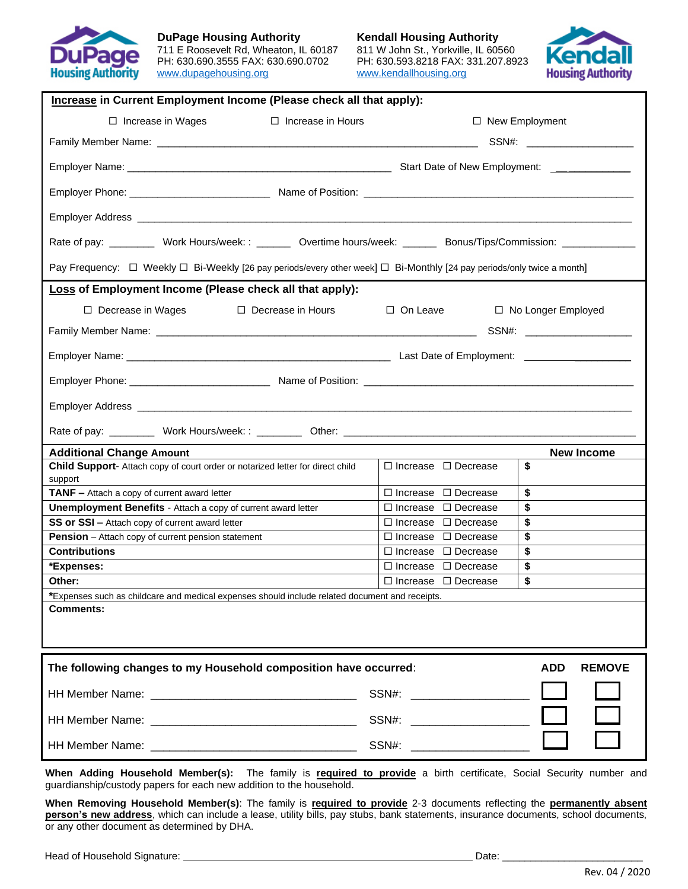**DuPage Housing Authority**
711 E Roosevelt Rd, Wheaton, IL 60187
PH: 630.690.3555 FAX: 630.690.0702
www.dupagehousing.org

**Kendall Housing Authority**
811 W John St., Yorkville, IL 60560
PH: 630.593.8218 FAX: 331.207.8923
www.kendallhousing.org

**Increase in Current Employment Income (Please check all that apply):**

☐ Increase in Wages ☐ Increase in Hours ☐ New Employment

Family Member Name: _______________________________________________ SSN#: ________________

Employer Name: ________________________________________ Start Date of New Employment: ___________

Employer Phone: _____________________ Name of Position: ________________________________________

Employer Address ____________________________________________________________________________

Rate of pay: _______ Work Hours/week: : _____ Overtime hours/week: _____ Bonus/Tips/Commission: ___________

Pay Frequency: ☐ Weekly ☐ Bi-Weekly [26 pay periods/every other week] ☐ Bi-Monthly [24 pay periods/only twice a month]

**Loss of Employment Income (Please check all that apply):**

☐ Decrease in Wages ☐ Decrease in Hours ☐ On Leave ☐ No Longer Employed

Family Member Name: _______________________________________________ SSN#: ________________

Employer Name: ________________________________________ Last Date of Employment: ___________

Employer Phone: _____________________ Name of Position: ________________________________________

Employer Address ____________________________________________________________________________

Rate of pay: _______ Work Hours/week: : _______ Other: ____________________________________________

| **Additional Change Amount** | | **New Income** |
|---|---|---|
| **Child Support**- Attach copy of court order or notarized letter for direct child support | ☐ Increase ☐ Decrease | $ |
| **TANF –** Attach a copy of current award letter | ☐ Increase ☐ Decrease | $ |
| **Unemployment Benefits** - Attach a copy of current award letter | ☐ Increase ☐ Decrease | $ |
| **SS or SSI –** Attach copy of current award letter | ☐ Increase ☐ Decrease | $ |
| **Pension** – Attach copy of current pension statement | ☐ Increase ☐ Decrease | $ |
| **Contributions** | ☐ Increase ☐ Decrease | $ |
| ***Expenses:** | ☐ Increase ☐ Decrease | $ |
| **Other:** | ☐ Increase ☐ Decrease | $ |

*Expenses such as childcare and medical expenses should include related document and receipts.

**Comments:**

| **The following changes to my Household composition have occurred:** | | **ADD** | **REMOVE** |
|---|---|---|---|
| HH Member Name: ______________________________ | SSN#: ________________ | ☐ | ☐ |
| HH Member Name: ______________________________ | SSN#: ________________ | ☐ | ☐ |
| HH Member Name: ______________________________ | SSN#: ________________ | ☐ | ☐ |

**When Adding Household Member(s):** The family is **required to provide** a birth certificate, Social Security number and guardianship/custody papers for each new addition to the household.

**When Removing Household Member(s)**: The family is **required to provide** 2-3 documents reflecting the **permanently absent person's new address**, which can include a lease, utility bills, pay stubs, bank statements, insurance documents, school documents, or any other document as determined by DHA.

Head of Household Signature: _____________________________________________ Date: ______________________

Rev. 04 / 2020